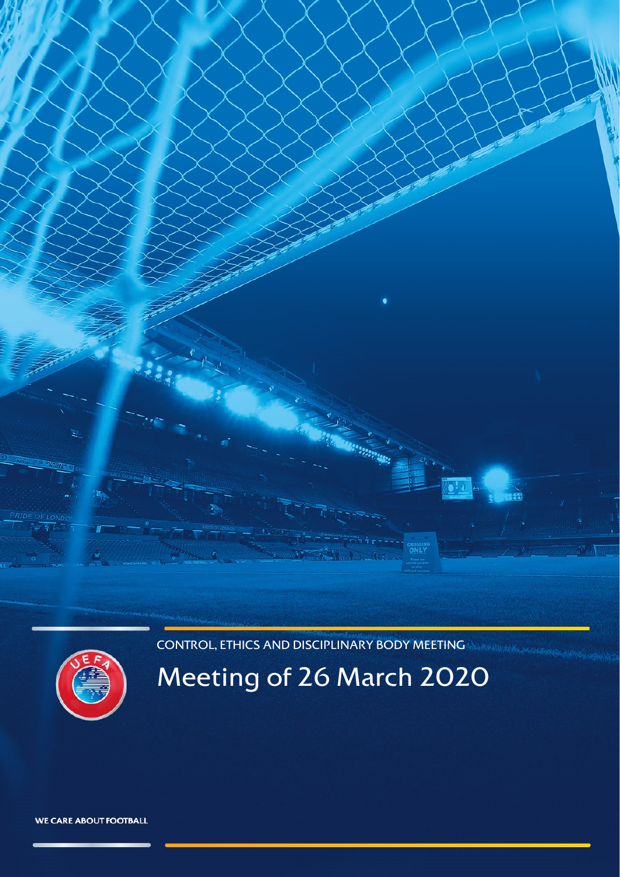CONTROL, ETHICS AND DISCIPLINARY BODY MEETING

# Meeting of 26 March 2020

WE CARE ABOUT FOOTBALL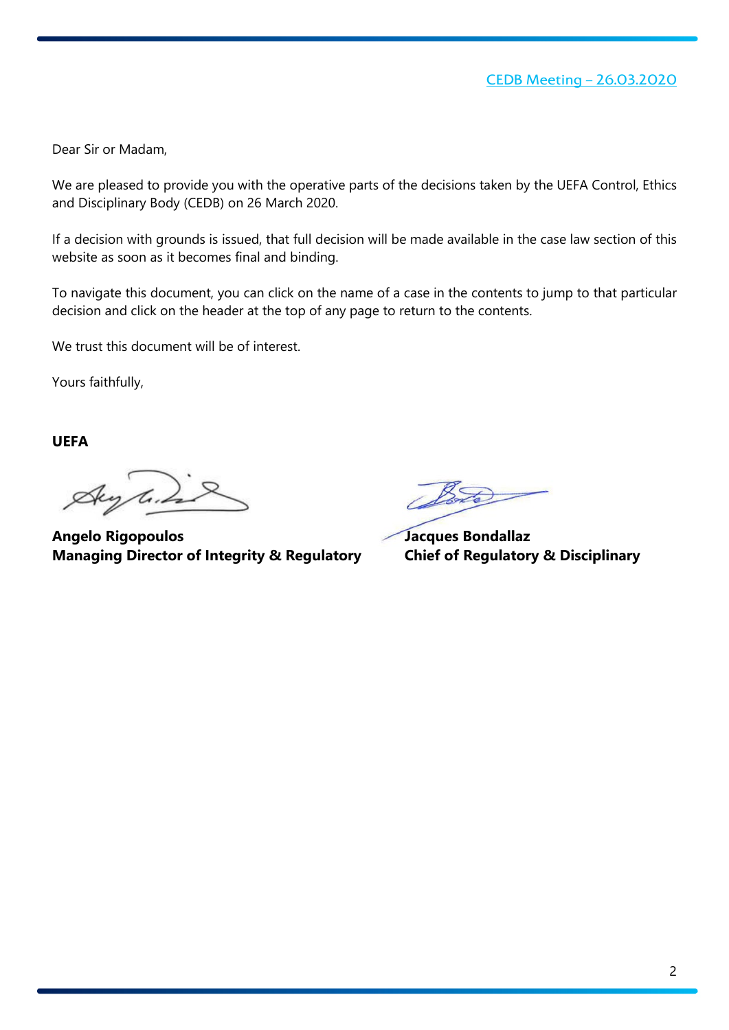CEDB Meeting – 26.03.2020

Dear Sir or Madam,

We are pleased to provide you with the operative parts of the decisions taken by the UEFA Control, Ethics and Disciplinary Body (CEDB) on 26 March 2020.

If a decision with grounds is issued, that full decision will be made available in the case law section of this website as soon as it becomes final and binding.

To navigate this document, you can click on the name of a case in the contents to jump to that particular decision and click on the header at the top of any page to return to the contents.

We trust this document will be of interest.

Yours faithfully,

**UEFA**

**Angelo Rigopoulos**
**Managing Director of Integrity & Regulatory**

**Jacques Bondallaz**
**Chief of Regulatory & Disciplinary**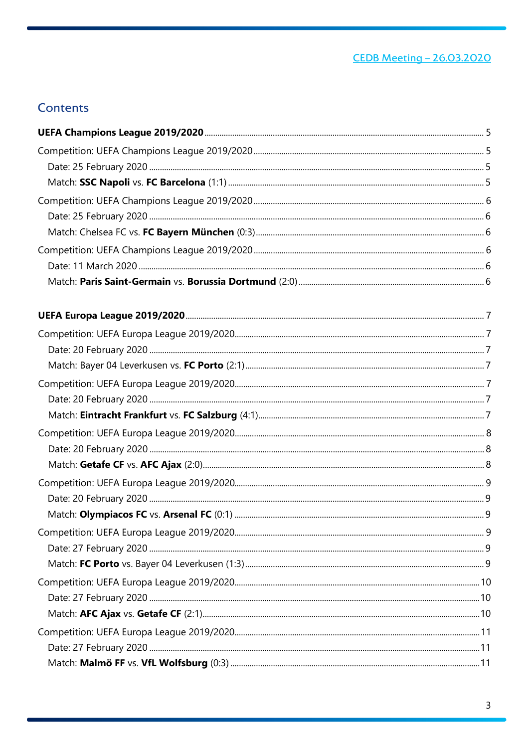CEDB Meeting – 26.03.2020

## Contents

**UEFA Champions League 2019/2020** ..... 5

Competition: UEFA Champions League 2019/2020 ..... 5

Date: 25 February 2020 ..... 5

Match: **SSC Napoli** vs. **FC Barcelona** (1:1) ..... 5

Competition: UEFA Champions League 2019/2020 ..... 6

Date: 25 February 2020 ..... 6

Match: Chelsea FC vs. **FC Bayern München** (0:3) ..... 6

Competition: UEFA Champions League 2019/2020 ..... 6

Date: 11 March 2020 ..... 6

Match: **Paris Saint-Germain** vs. **Borussia Dortmund** (2:0) ..... 6

**UEFA Europa League 2019/2020** ..... 7

Competition: UEFA Europa League 2019/2020 ..... 7

Date: 20 February 2020 ..... 7

Match: Bayer 04 Leverkusen vs. **FC Porto** (2:1) ..... 7

Competition: UEFA Europa League 2019/2020 ..... 7

Date: 20 February 2020 ..... 7

Match: **Eintracht Frankfurt** vs. **FC Salzburg** (4:1) ..... 7

Competition: UEFA Europa League 2019/2020 ..... 8

Date: 20 February 2020 ..... 8

Match: **Getafe CF** vs. **AFC Ajax** (2:0) ..... 8

Competition: UEFA Europa League 2019/2020 ..... 9

Date: 20 February 2020 ..... 9

Match: **Olympiacos FC** vs. **Arsenal FC** (0:1) ..... 9

Competition: UEFA Europa League 2019/2020 ..... 9

Date: 27 February 2020 ..... 9

Match: **FC Porto** vs. Bayer 04 Leverkusen (1:3) ..... 9

Competition: UEFA Europa League 2019/2020 ..... 10

Date: 27 February 2020 ..... 10

Match: **AFC Ajax** vs. **Getafe CF** (2:1) ..... 10

Competition: UEFA Europa League 2019/2020 ..... 11

Date: 27 February 2020 ..... 11

Match: **Malmö FF** vs. **VfL Wolfsburg** (0:3) ..... 11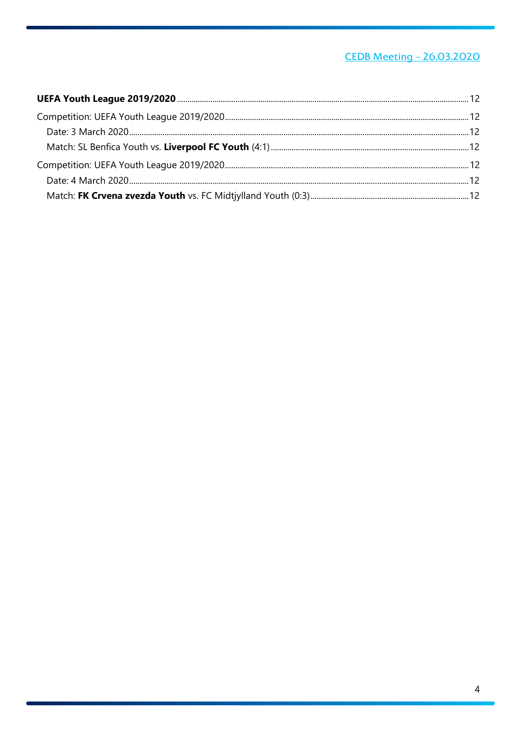**UEFA Youth League 2019/2020** ........ 12

Competition: UEFA Youth League 2019/2020 ........ 12

Date: 3 March 2020 ........ 12

Match: SL Benfica Youth vs. **Liverpool FC Youth** (4:1) ........ 12

Competition: UEFA Youth League 2019/2020 ........ 12

Date: 4 March 2020 ........ 12

Match: **FK Crvena zvezda Youth** vs. FC Midtjylland Youth (0:3) ........ 12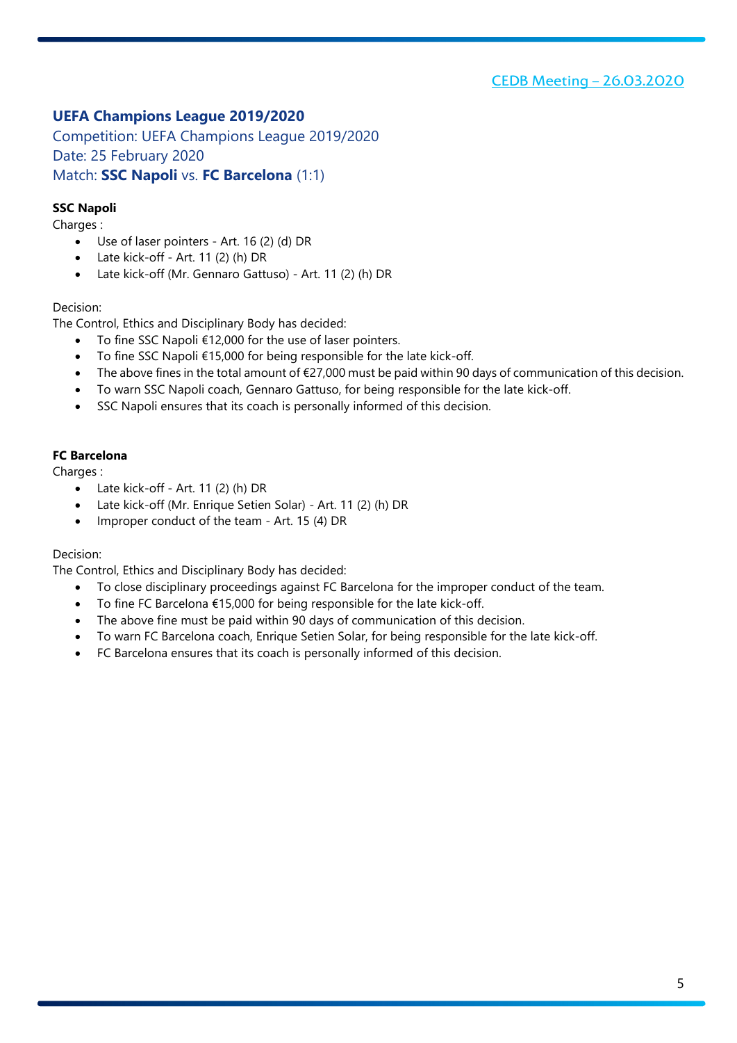## UEFA Champions League 2019/2020

Competition: UEFA Champions League 2019/2020
Date: 25 February 2020
Match: **SSC Napoli** vs. **FC Barcelona** (1:1)

**SSC Napoli**

Charges :

- Use of laser pointers - Art. 16 (2) (d) DR
- Late kick-off - Art. 11 (2) (h) DR
- Late kick-off (Mr. Gennaro Gattuso) - Art. 11 (2) (h) DR

Decision:

The Control, Ethics and Disciplinary Body has decided:

- To fine SSC Napoli €12,000 for the use of laser pointers.
- To fine SSC Napoli €15,000 for being responsible for the late kick-off.
- The above fines in the total amount of €27,000 must be paid within 90 days of communication of this decision.
- To warn SSC Napoli coach, Gennaro Gattuso, for being responsible for the late kick-off.
- SSC Napoli ensures that its coach is personally informed of this decision.

**FC Barcelona**

Charges :

- Late kick-off - Art. 11 (2) (h) DR
- Late kick-off (Mr. Enrique Setien Solar) - Art. 11 (2) (h) DR
- Improper conduct of the team - Art. 15 (4) DR

Decision:

The Control, Ethics and Disciplinary Body has decided:

- To close disciplinary proceedings against FC Barcelona for the improper conduct of the team.
- To fine FC Barcelona €15,000 for being responsible for the late kick-off.
- The above fine must be paid within 90 days of communication of this decision.
- To warn FC Barcelona coach, Enrique Setien Solar, for being responsible for the late kick-off.
- FC Barcelona ensures that its coach is personally informed of this decision.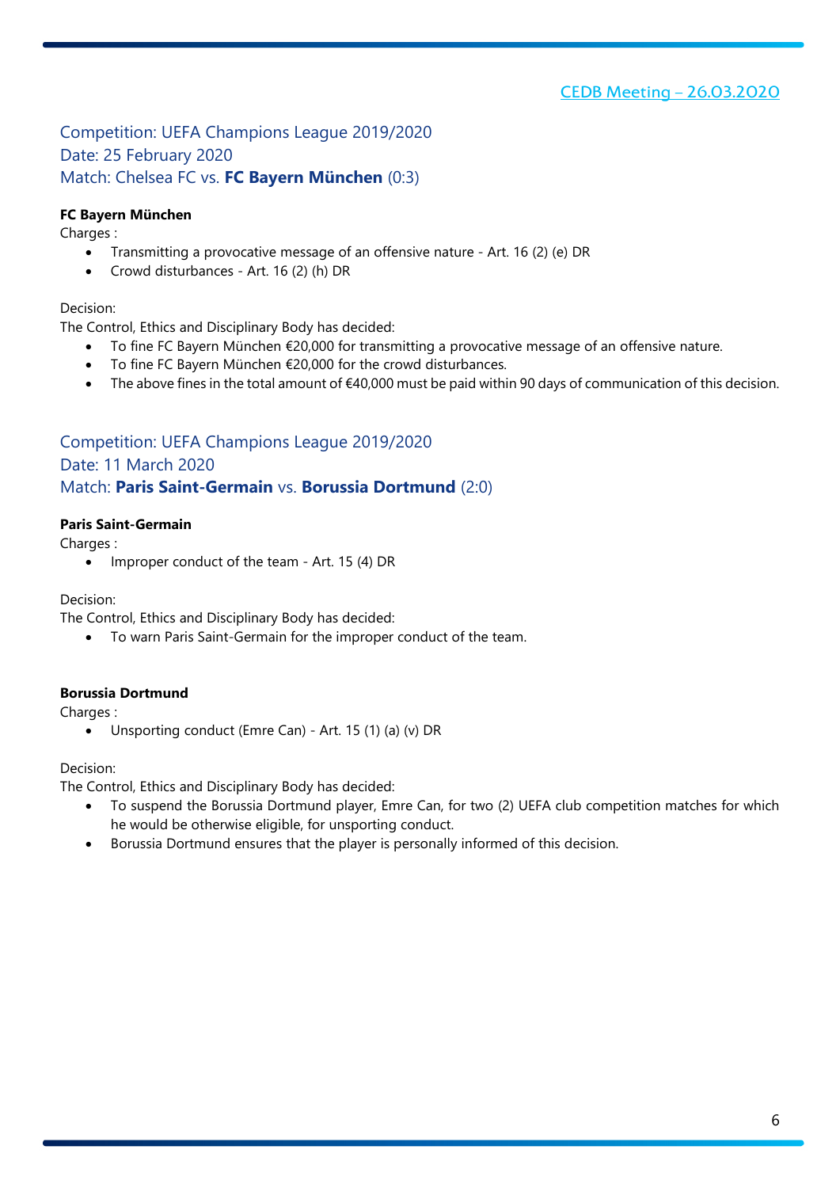CEDB Meeting – 26.03.2020

## Competition: UEFA Champions League 2019/2020
## Date: 25 February 2020
## Match: Chelsea FC vs. **FC Bayern München** (0:3)

**FC Bayern München**

Charges :

- Transmitting a provocative message of an offensive nature - Art. 16 (2) (e) DR
- Crowd disturbances - Art. 16 (2) (h) DR

Decision:

The Control, Ethics and Disciplinary Body has decided:

- To fine FC Bayern München €20,000 for transmitting a provocative message of an offensive nature.
- To fine FC Bayern München €20,000 for the crowd disturbances.
- The above fines in the total amount of €40,000 must be paid within 90 days of communication of this decision.

## Competition: UEFA Champions League 2019/2020
## Date: 11 March 2020
## Match: **Paris Saint-Germain** vs. **Borussia Dortmund** (2:0)

**Paris Saint-Germain**

Charges :

- Improper conduct of the team - Art. 15 (4) DR

Decision:

The Control, Ethics and Disciplinary Body has decided:

- To warn Paris Saint-Germain for the improper conduct of the team.

**Borussia Dortmund**

Charges :

- Unsporting conduct (Emre Can) - Art. 15 (1) (a) (v) DR

Decision:

The Control, Ethics and Disciplinary Body has decided:

- To suspend the Borussia Dortmund player, Emre Can, for two (2) UEFA club competition matches for which he would be otherwise eligible, for unsporting conduct.
- Borussia Dortmund ensures that the player is personally informed of this decision.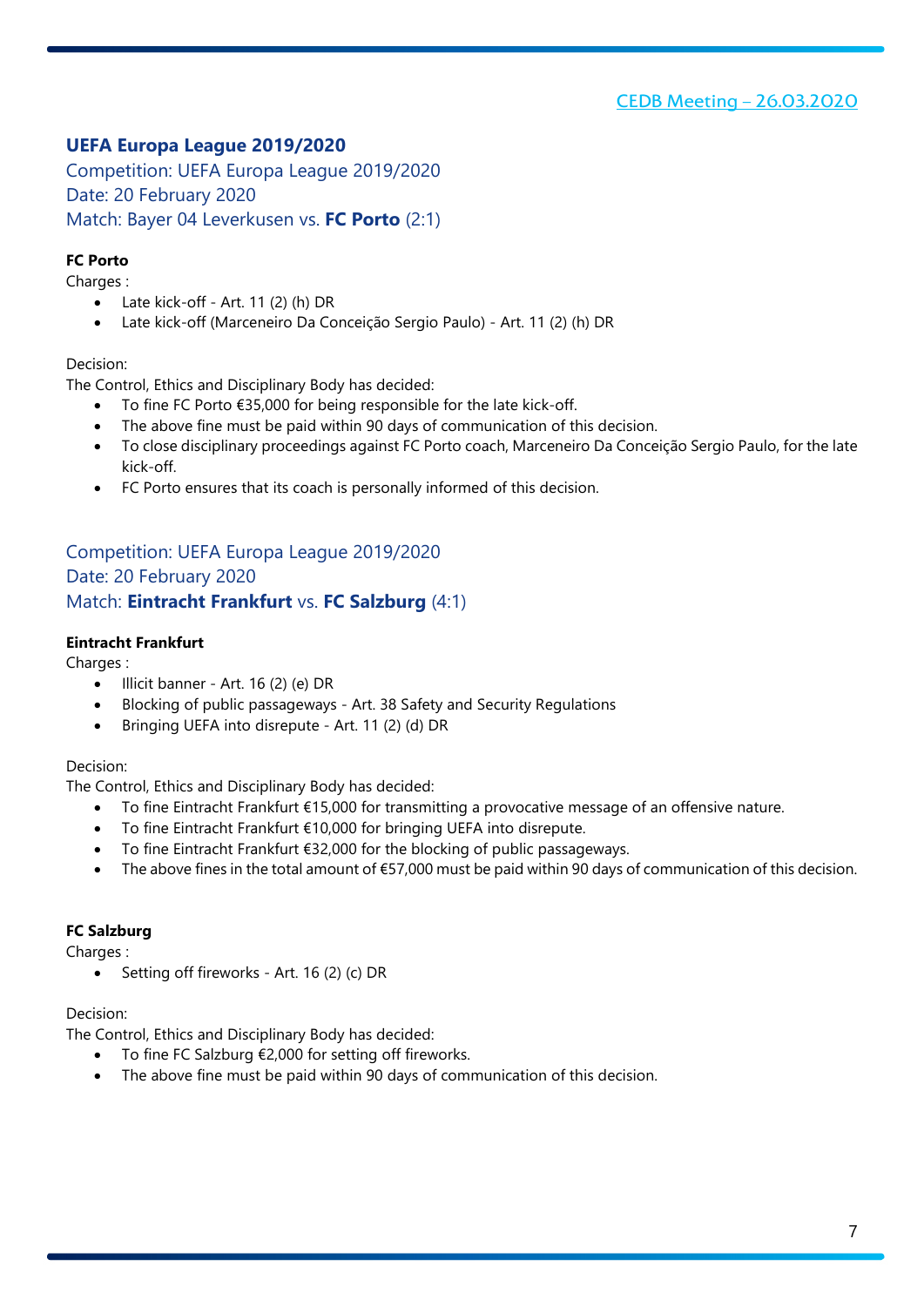## UEFA Europa League 2019/2020

### Competition: UEFA Europa League 2019/2020
### Date: 20 February 2020
### Match: Bayer 04 Leverkusen vs. **FC Porto** (2:1)

**FC Porto**

Charges :

- Late kick-off - Art. 11 (2) (h) DR
- Late kick-off (Marceneiro Da Conceição Sergio Paulo) - Art. 11 (2) (h) DR

Decision:

The Control, Ethics and Disciplinary Body has decided:

- To fine FC Porto €35,000 for being responsible for the late kick-off.
- The above fine must be paid within 90 days of communication of this decision.
- To close disciplinary proceedings against FC Porto coach, Marceneiro Da Conceição Sergio Paulo, for the late kick-off.
- FC Porto ensures that its coach is personally informed of this decision.

### Competition: UEFA Europa League 2019/2020
### Date: 20 February 2020
### Match: **Eintracht Frankfurt** vs. **FC Salzburg** (4:1)

**Eintracht Frankfurt**

Charges :

- Illicit banner - Art. 16 (2) (e) DR
- Blocking of public passageways - Art. 38 Safety and Security Regulations
- Bringing UEFA into disrepute - Art. 11 (2) (d) DR

Decision:

The Control, Ethics and Disciplinary Body has decided:

- To fine Eintracht Frankfurt €15,000 for transmitting a provocative message of an offensive nature.
- To fine Eintracht Frankfurt €10,000 for bringing UEFA into disrepute.
- To fine Eintracht Frankfurt €32,000 for the blocking of public passageways.
- The above fines in the total amount of €57,000 must be paid within 90 days of communication of this decision.

**FC Salzburg**

Charges :

- Setting off fireworks - Art. 16 (2) (c) DR

Decision:

The Control, Ethics and Disciplinary Body has decided:

- To fine FC Salzburg €2,000 for setting off fireworks.
- The above fine must be paid within 90 days of communication of this decision.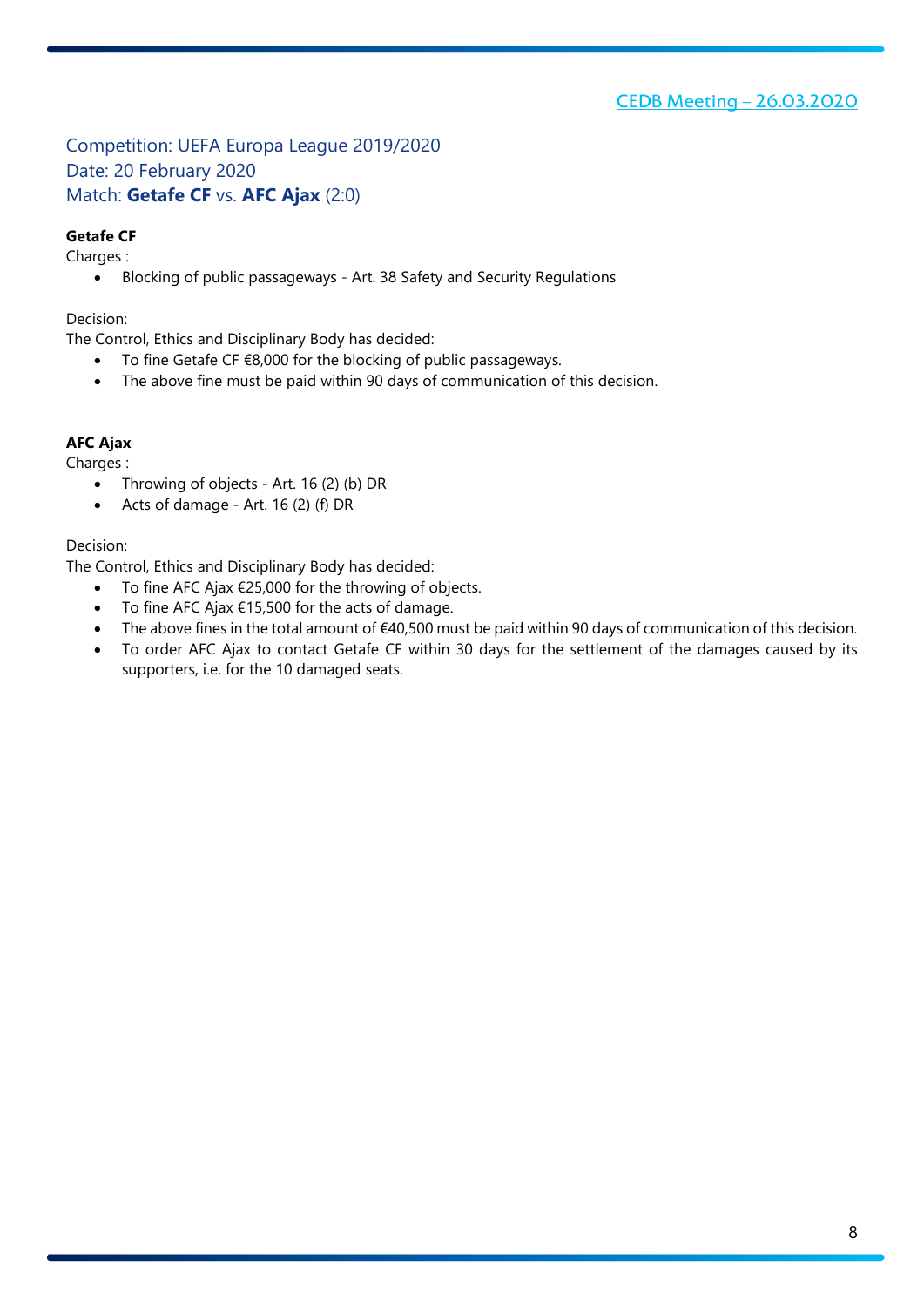CEDB Meeting – 26.03.2020

## Competition: UEFA Europa League 2019/2020
## Date: 20 February 2020
## Match: **Getafe CF** vs. **AFC Ajax** (2:0)

**Getafe CF**

Charges :

- Blocking of public passageways - Art. 38 Safety and Security Regulations

Decision:

The Control, Ethics and Disciplinary Body has decided:

- To fine Getafe CF €8,000 for the blocking of public passageways.
- The above fine must be paid within 90 days of communication of this decision.

**AFC Ajax**

Charges :

- Throwing of objects - Art. 16 (2) (b) DR
- Acts of damage - Art. 16 (2) (f) DR

Decision:

The Control, Ethics and Disciplinary Body has decided:

- To fine AFC Ajax €25,000 for the throwing of objects.
- To fine AFC Ajax €15,500 for the acts of damage.
- The above fines in the total amount of €40,500 must be paid within 90 days of communication of this decision.
- To order AFC Ajax to contact Getafe CF within 30 days for the settlement of the damages caused by its supporters, i.e. for the 10 damaged seats.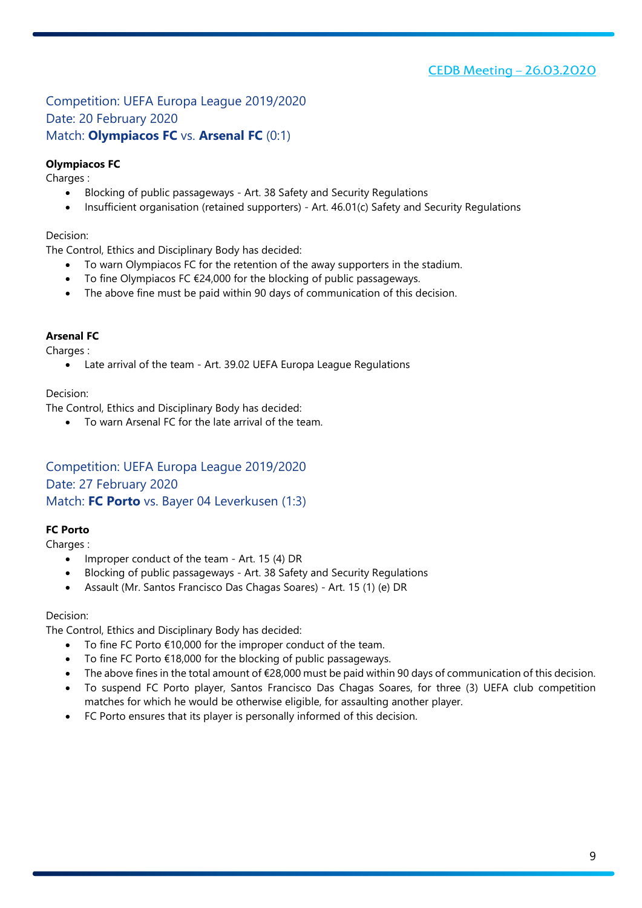CEDB Meeting – 26.03.2020

## Competition: UEFA Europa League 2019/2020
## Date: 20 February 2020
## Match: **Olympiacos FC** vs. **Arsenal FC** (0:1)

**Olympiacos FC**

Charges :

- Blocking of public passageways - Art. 38 Safety and Security Regulations
- Insufficient organisation (retained supporters) - Art. 46.01(c) Safety and Security Regulations

Decision:

The Control, Ethics and Disciplinary Body has decided:

- To warn Olympiacos FC for the retention of the away supporters in the stadium.
- To fine Olympiacos FC €24,000 for the blocking of public passageways.
- The above fine must be paid within 90 days of communication of this decision.

**Arsenal FC**

Charges :

- Late arrival of the team - Art. 39.02 UEFA Europa League Regulations

Decision:

The Control, Ethics and Disciplinary Body has decided:

- To warn Arsenal FC for the late arrival of the team.

## Competition: UEFA Europa League 2019/2020
## Date: 27 February 2020
## Match: **FC Porto** vs. Bayer 04 Leverkusen (1:3)

**FC Porto**

Charges :

- Improper conduct of the team - Art. 15 (4) DR
- Blocking of public passageways - Art. 38 Safety and Security Regulations
- Assault (Mr. Santos Francisco Das Chagas Soares) - Art. 15 (1) (e) DR

Decision:

The Control, Ethics and Disciplinary Body has decided:

- To fine FC Porto €10,000 for the improper conduct of the team.
- To fine FC Porto €18,000 for the blocking of public passageways.
- The above fines in the total amount of €28,000 must be paid within 90 days of communication of this decision.
- To suspend FC Porto player, Santos Francisco Das Chagas Soares, for three (3) UEFA club competition matches for which he would be otherwise eligible, for assaulting another player.
- FC Porto ensures that its player is personally informed of this decision.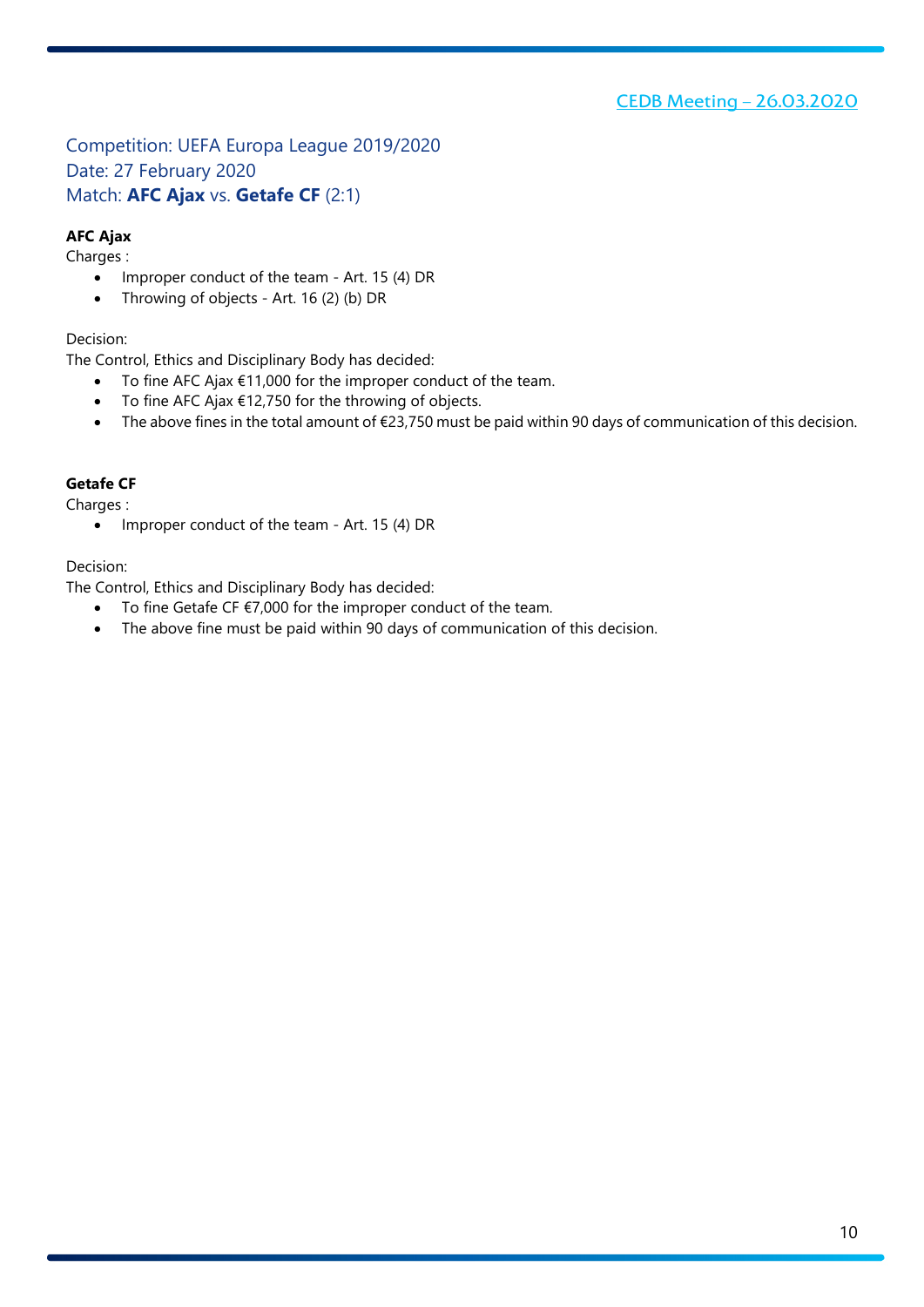CEDB Meeting – 26.03.2020

## Competition: UEFA Europa League 2019/2020
## Date: 27 February 2020
## Match: **AFC Ajax** vs. **Getafe CF** (2:1)

**AFC Ajax**

Charges :

- Improper conduct of the team - Art. 15 (4) DR
- Throwing of objects - Art. 16 (2) (b) DR

Decision:

The Control, Ethics and Disciplinary Body has decided:

- To fine AFC Ajax €11,000 for the improper conduct of the team.
- To fine AFC Ajax €12,750 for the throwing of objects.
- The above fines in the total amount of €23,750 must be paid within 90 days of communication of this decision.

**Getafe CF**

Charges :

- Improper conduct of the team - Art. 15 (4) DR

Decision:

The Control, Ethics and Disciplinary Body has decided:

- To fine Getafe CF €7,000 for the improper conduct of the team.
- The above fine must be paid within 90 days of communication of this decision.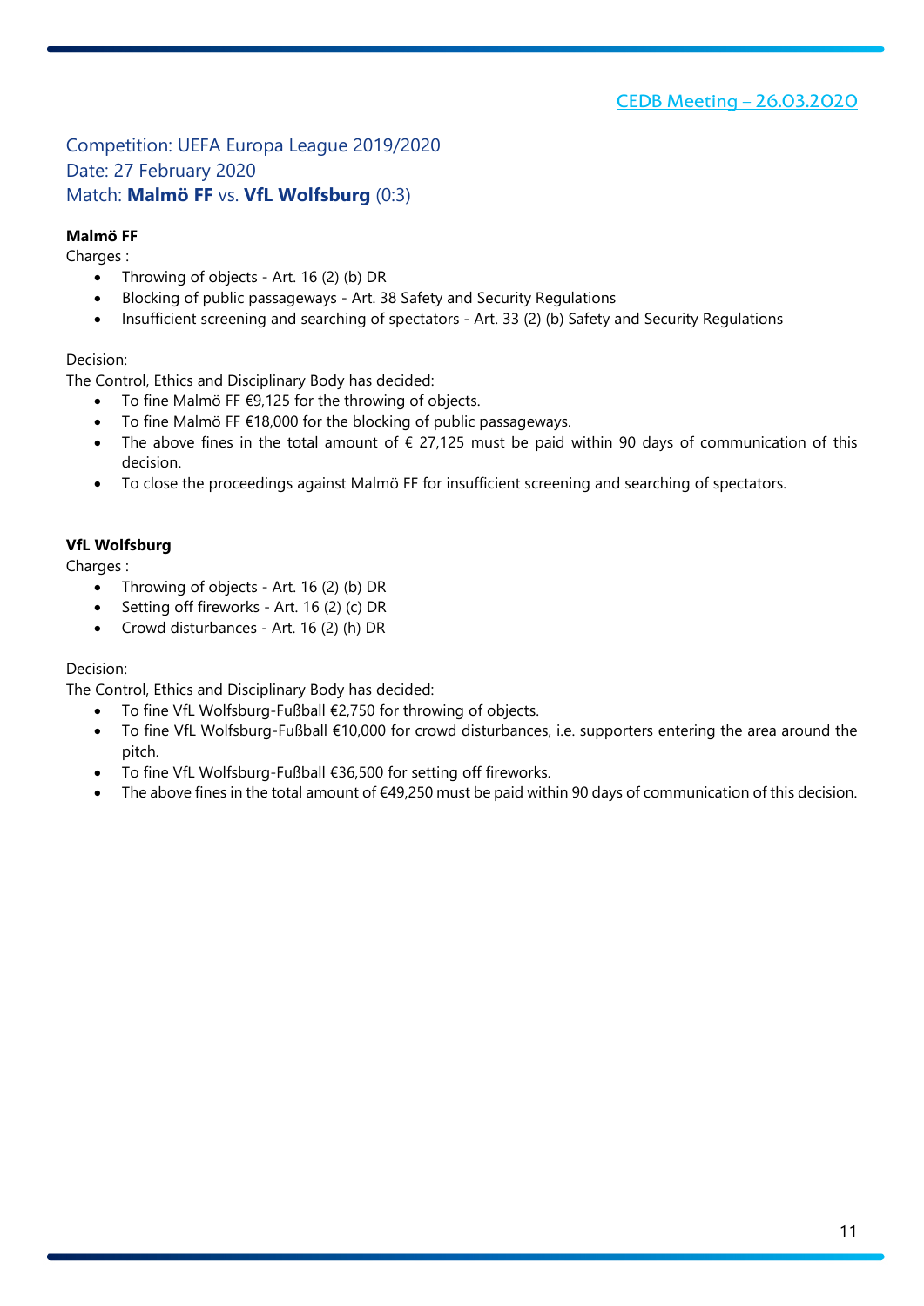CEDB Meeting – 26.03.2020

## Competition: UEFA Europa League 2019/2020
## Date: 27 February 2020
## Match: **Malmö FF** vs. **VfL Wolfsburg** (0:3)

**Malmö FF**

Charges :

- Throwing of objects - Art. 16 (2) (b) DR
- Blocking of public passageways - Art. 38 Safety and Security Regulations
- Insufficient screening and searching of spectators - Art. 33 (2) (b) Safety and Security Regulations

Decision:

The Control, Ethics and Disciplinary Body has decided:

- To fine Malmö FF €9,125 for the throwing of objects.
- To fine Malmö FF €18,000 for the blocking of public passageways.
- The above fines in the total amount of € 27,125 must be paid within 90 days of communication of this decision.
- To close the proceedings against Malmö FF for insufficient screening and searching of spectators.

**VfL Wolfsburg**

Charges :

- Throwing of objects - Art. 16 (2) (b) DR
- Setting off fireworks - Art. 16 (2) (c) DR
- Crowd disturbances - Art. 16 (2) (h) DR

Decision:

The Control, Ethics and Disciplinary Body has decided:

- To fine VfL Wolfsburg-Fußball €2,750 for throwing of objects.
- To fine VfL Wolfsburg-Fußball €10,000 for crowd disturbances, i.e. supporters entering the area around the pitch.
- To fine VfL Wolfsburg-Fußball €36,500 for setting off fireworks.
- The above fines in the total amount of €49,250 must be paid within 90 days of communication of this decision.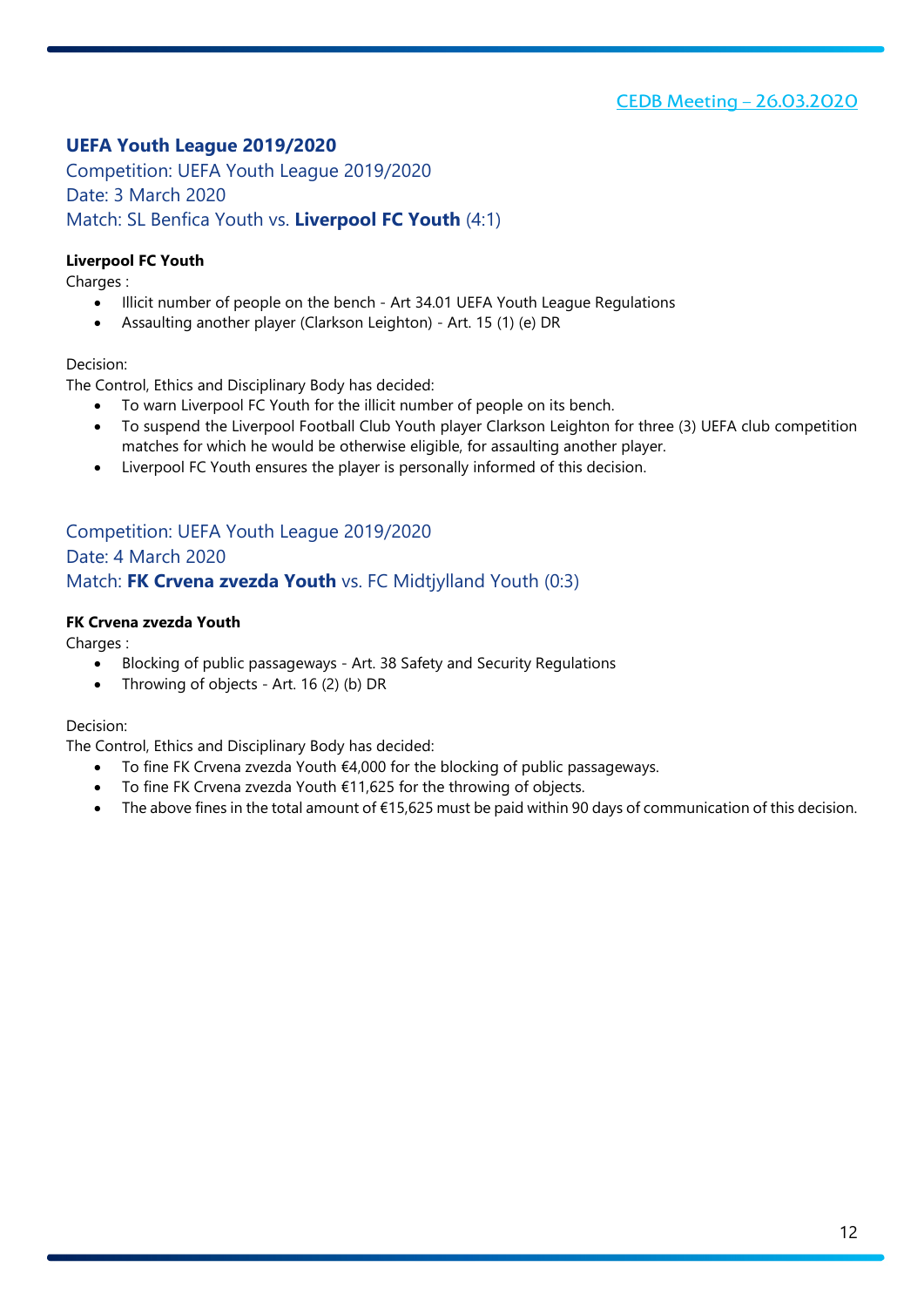CEDB Meeting – 26.03.2020

## UEFA Youth League 2019/2020

Competition: UEFA Youth League 2019/2020
Date: 3 March 2020
Match: SL Benfica Youth vs. **Liverpool FC Youth** (4:1)

**Liverpool FC Youth**
Charges :

- Illicit number of people on the bench - Art 34.01 UEFA Youth League Regulations
- Assaulting another player (Clarkson Leighton) - Art. 15 (1) (e) DR

Decision:
The Control, Ethics and Disciplinary Body has decided:

- To warn Liverpool FC Youth for the illicit number of people on its bench.
- To suspend the Liverpool Football Club Youth player Clarkson Leighton for three (3) UEFA club competition matches for which he would be otherwise eligible, for assaulting another player.
- Liverpool FC Youth ensures the player is personally informed of this decision.

Competition: UEFA Youth League 2019/2020
Date: 4 March 2020
Match: **FK Crvena zvezda Youth** vs. FC Midtjylland Youth (0:3)

**FK Crvena zvezda Youth**
Charges :

- Blocking of public passageways - Art. 38 Safety and Security Regulations
- Throwing of objects - Art. 16 (2) (b) DR

Decision:
The Control, Ethics and Disciplinary Body has decided:

- To fine FK Crvena zvezda Youth €4,000 for the blocking of public passageways.
- To fine FK Crvena zvezda Youth €11,625 for the throwing of objects.
- The above fines in the total amount of €15,625 must be paid within 90 days of communication of this decision.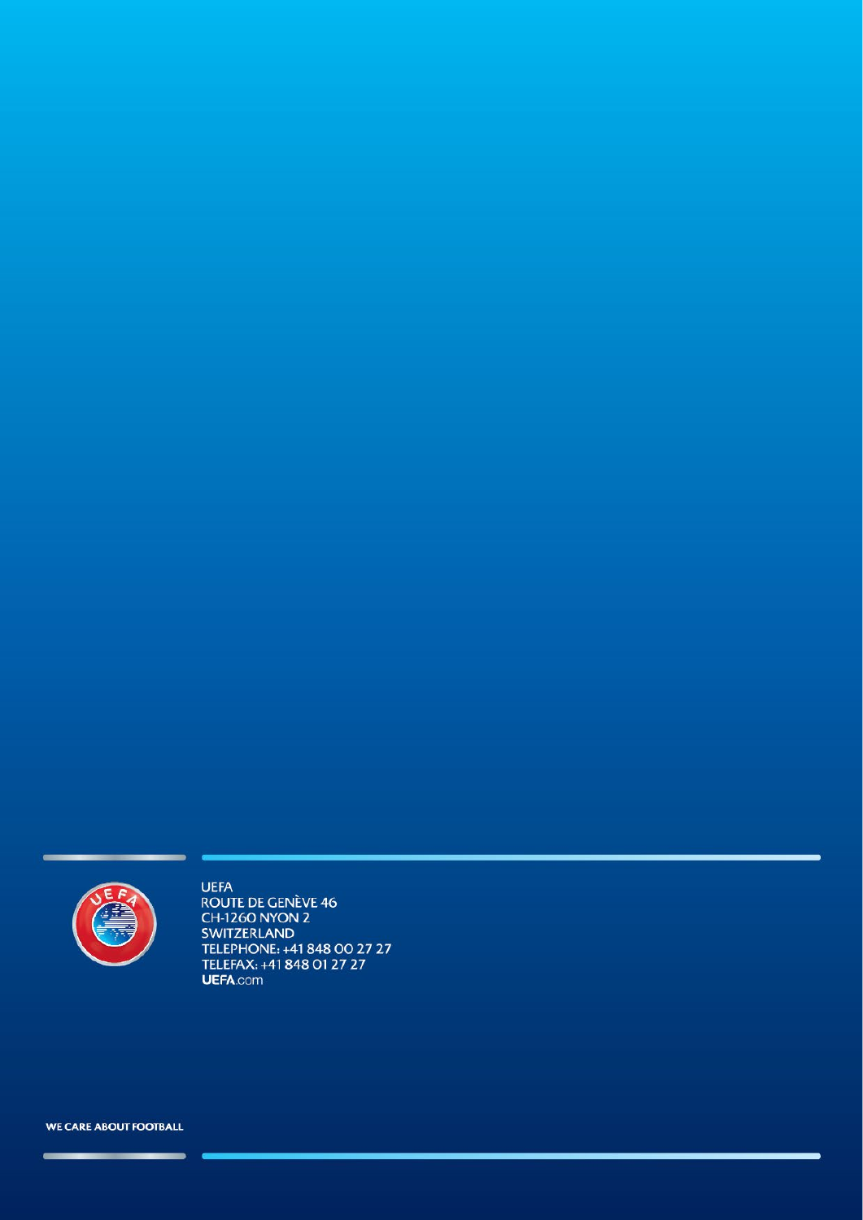UEFA
ROUTE DE GENÈVE 46
CH-1260 NYON 2
SWITZERLAND
TELEPHONE: +41 848 00 27 27
TELEFAX: +41 848 01 27 27
UEFA.com

WE CARE ABOUT FOOTBALL